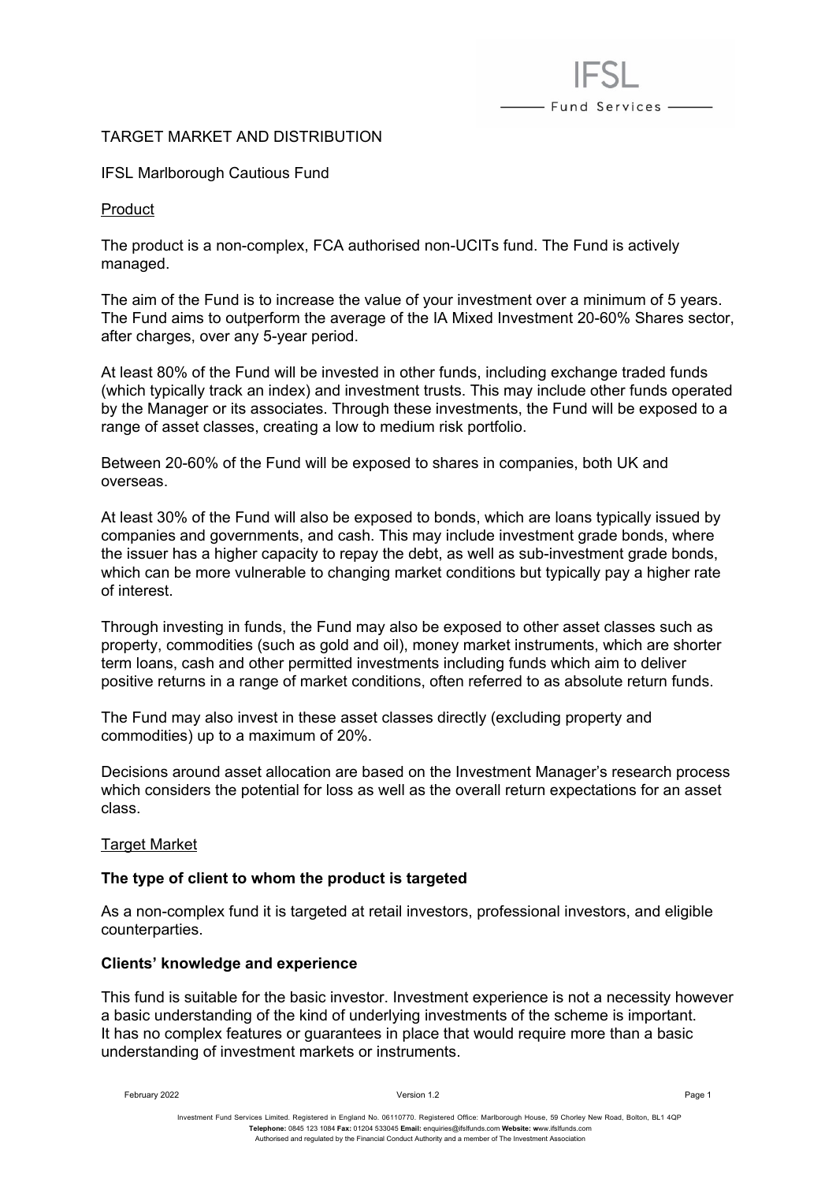# TARGET MARKET AND DISTRIBUTION

IFSL Marlborough Cautious Fund

## Product

The product is a non-complex, FCA authorised non-UCITs fund. The Fund is actively managed.

The aim of the Fund is to increase the value of your investment over a minimum of 5 years. The Fund aims to outperform the average of the IA Mixed Investment 20-60% Shares sector, after charges, over any 5-year period.

At least 80% of the Fund will be invested in other funds, including exchange traded funds (which typically track an index) and investment trusts. This may include other funds operated by the Manager or its associates. Through these investments, the Fund will be exposed to a range of asset classes, creating a low to medium risk portfolio.

Between 20-60% of the Fund will be exposed to shares in companies, both UK and overseas.

At least 30% of the Fund will also be exposed to bonds, which are loans typically issued by companies and governments, and cash. This may include investment grade bonds, where the issuer has a higher capacity to repay the debt, as well as sub-investment grade bonds, which can be more vulnerable to changing market conditions but typically pay a higher rate of interest.

Through investing in funds, the Fund may also be exposed to other asset classes such as property, commodities (such as gold and oil), money market instruments, which are shorter term loans, cash and other permitted investments including funds which aim to deliver positive returns in a range of market conditions, often referred to as absolute return funds.

The Fund may also invest in these asset classes directly (excluding property and commodities) up to a maximum of 20%.

Decisions around asset allocation are based on the Investment Manager's research process which considers the potential for loss as well as the overall return expectations for an asset class.

## Target Market

### The type of client to whom the product is targeted

As a non-complex fund it is targeted at retail investors, professional investors, and eligible counterparties.

### Clients' knowledge and experience

This fund is suitable for the basic investor. Investment experience is not a necessity however a basic understanding of the kind of underlying investments of the scheme is important. It has no complex features or guarantees in place that would require more than a basic understanding of investment markets or instruments.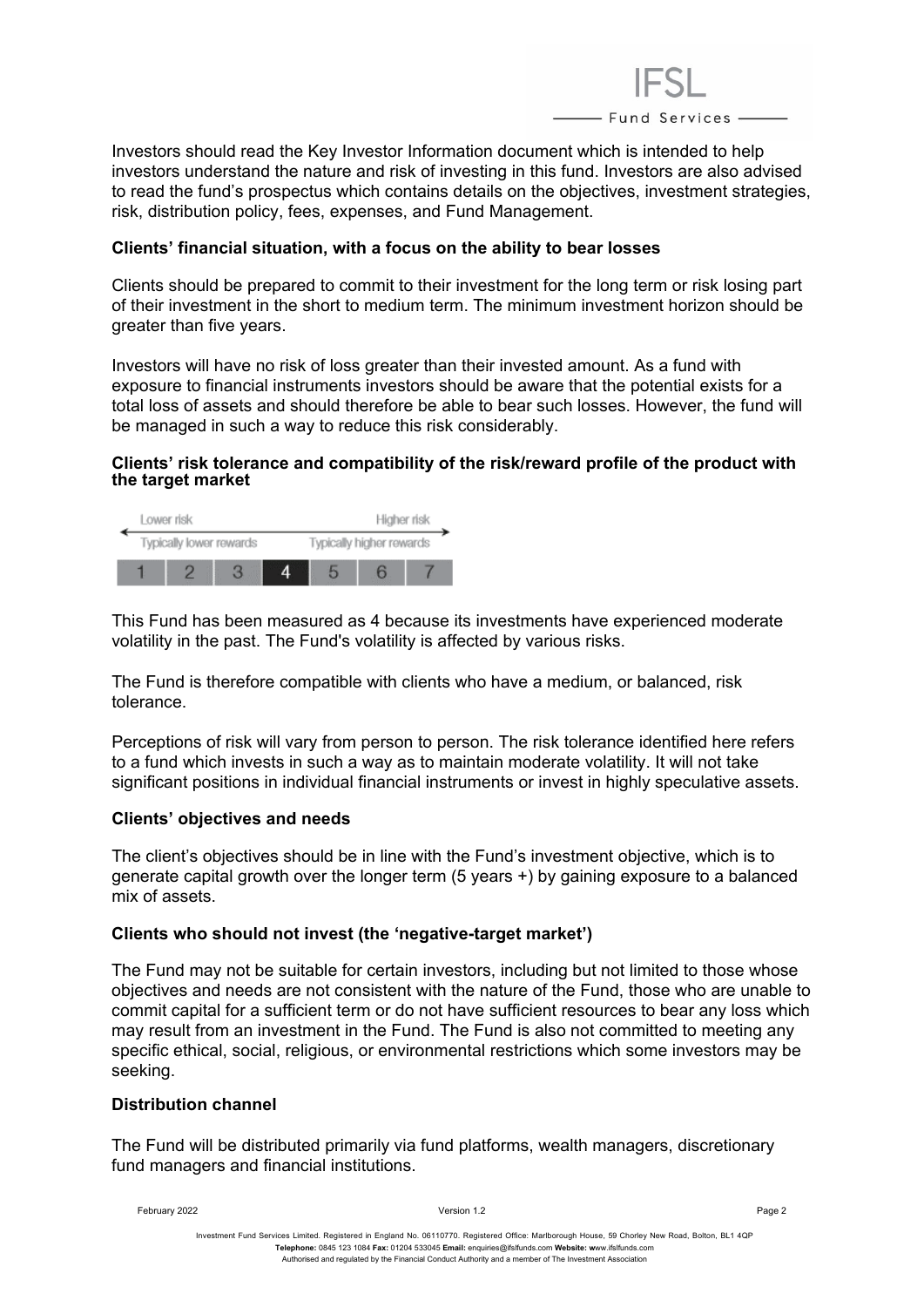Investors should read the Key Investor Information document which is intended to help investors understand the nature and risk of investing in this fund. Investors are also advised to read the fund's prospectus which contains details on the objectives, investment strategies, risk, distribution policy, fees, expenses, and Fund Management.

**Clients' financial situation, with a focus on the ability to bear losses**

Clients should be prepared to commit to their investment for the long term or risk losing part of their investment in the short to medium term. The minimum investment horizon should be greater than five years.

Investors will have no risk of loss greater than their invested amount. As a fund with exposure to financial instruments investors should be aware that the potential exists for a total loss of assets and should therefore be able to bear such losses. However, the fund will be managed in such a way to reduce this risk considerably.

**Clients' risk tolerance and compatibility of the risk/reward profile of the product with the target market**

Lower risk
Higher risk
Typically lower rewards
Typically higher rewards
1 2 3 4 5 6 7

This Fund has been measured as 4 because its investments have experienced moderate volatility in the past. The Fund's volatility is affected by various risks.

The Fund is therefore compatible with clients who have a medium, or balanced, risk tolerance.

Perceptions of risk will vary from person to person. The risk tolerance identified here refers to a fund which invests in such a way as to maintain moderate volatility. It will not take significant positions in individual financial instruments or invest in highly speculative assets.

**Clients' objectives and needs**

The client's objectives should be in line with the Fund's investment objective, which is to generate capital growth over the longer term (5 years +) by gaining exposure to a balanced mix of assets.

**Clients who should not invest (the 'negative-target market')**

The Fund may not be suitable for certain investors, including but not limited to those whose objectives and needs are not consistent with the nature of the Fund, those who are unable to commit capital for a sufficient term or do not have sufficient resources to bear any loss which may result from an investment in the Fund. The Fund is also not committed to meeting any specific ethical, social, religious, or environmental restrictions which some investors may be seeking.

**Distribution channel**

The Fund will be distributed primarily via fund platforms, wealth managers, discretionary fund managers and financial institutions.